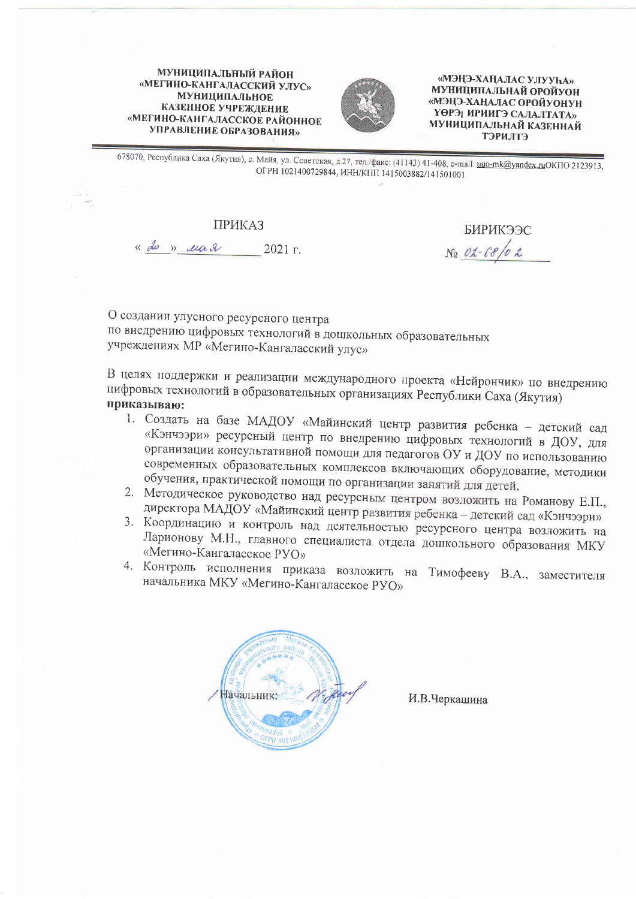МУНИЦИПАЛЬНЫЙ РАЙОН
«МЕГИНО-КАНГАЛАССКИЙ УЛУС»
МУНИЦИПАЛЬНОЕ
КАЗЕННОЕ УЧРЕЖДЕНИЕ
«МЕГИНО-КАНГАЛАССКОЕ РАЙОННОЕ
УПРАВЛЕНИЕ ОБРАЗОВАНИЯ»

«МЭҤЭ-ХАҤАЛАС УЛУУҺА»
МУНИЦИПАЛЬНАЙ ОРОЙУОН
«МЭҤЭ-ХАҤАЛАС ОРОЙУОНУН
ҮӨРЭҔ ИРИИГЭ САЛАЛТАТА»
МУНИЦИПАЛЬНАЙ КАЗЕННАЙ
ТЭРИЛТЭ

678070, Республика Саха (Якутия), с. Майя, ул. Советская, д.27, тел./факс: (41143) 41-408, e-mail: uuo-mk@yandex.ruОКПО 2123913, ОГРН 1021400729844, ИНН/КПП 1415003882/141501001

ПРИКАЗ

« 20 » мая 2021 г.

БИРИКЭЭС

№ 02-68/02

О создании улусного ресурсного центра
по внедрению цифровых технологий в дошкольных образовательных учреждениях МР «Мегино-Кангаласский улус»

В целях поддержки и реализации международного проекта «Нейрончик» по внедрению цифровых технологий в образовательных организациях Республики Саха (Якутия)
**приказываю:**

1. Создать на базе МАДОУ «Майинский центр развития ребенка – детский сад «Кэнчээри» ресурсный центр по внедрению цифровых технологий в ДОУ, для организации консультативной помощи для педагогов ОУ и ДОУ по использованию современных образовательных комплексов включающих оборудование, методики обучения, практической помощи по организации занятий для детей.
2. Методическое руководство над ресурсным центром возложить на Романову Е.П., директора МАДОУ «Майинский центр развития ребенка – детский сад «Кэнчээри»
3. Координацию и контроль над деятельностью ресурсного центра возложить на Ларионову М.Н., главного специалиста отдела дошкольного образования МКУ «Мегино-Кангаласское РУО»
4. Контроль исполнения приказа возложить на Тимофееву В.А., заместителя начальника МКУ «Мегино-Кангаласское РУО»

Начальник: И.В.Черкашина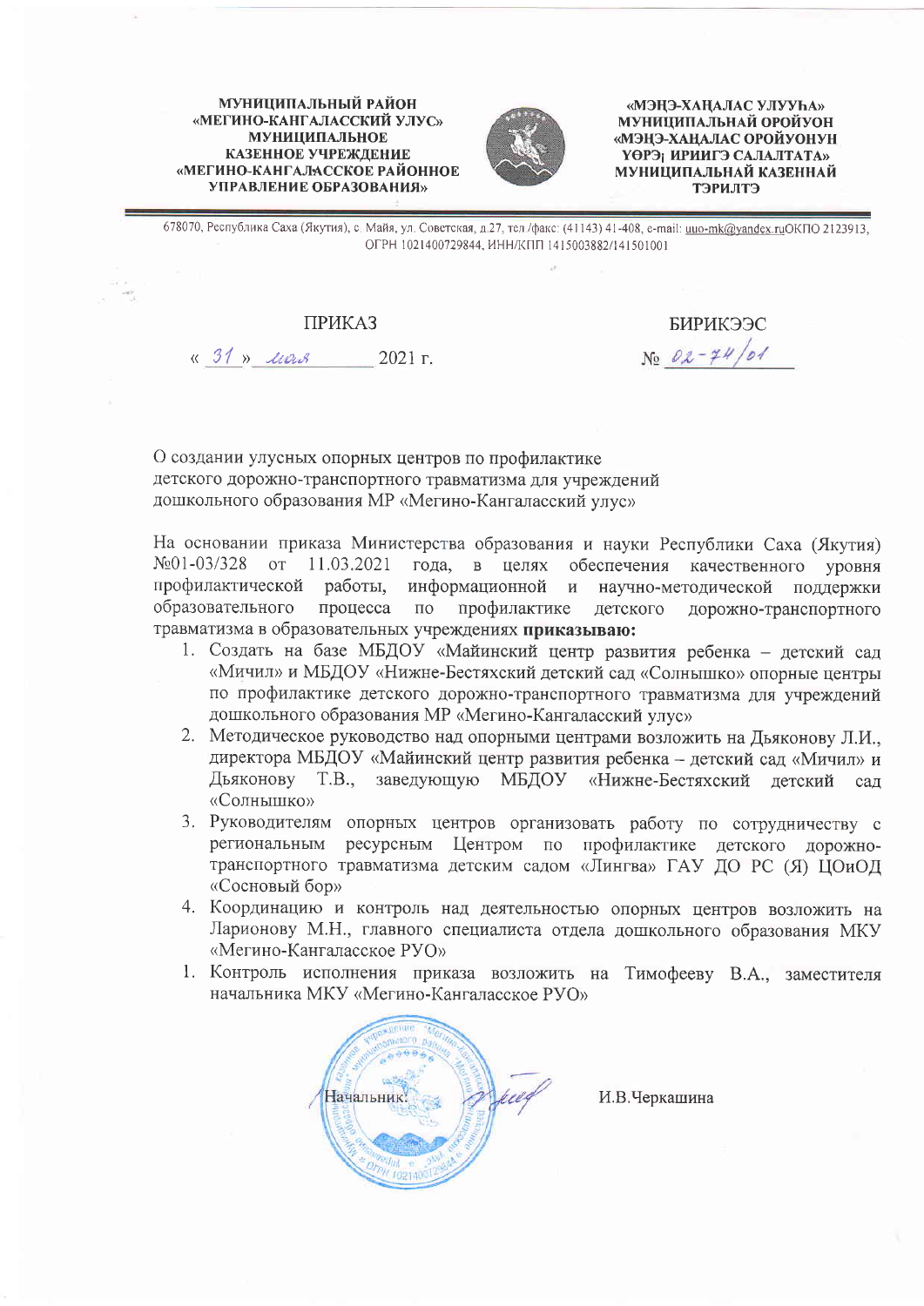МУНИЦИПАЛЬНЫЙ РАЙОН
«МЕГИНО-КАНГАЛАССКИЙ УЛУС»
МУНИЦИПАЛЬНОЕ
КАЗЕННОЕ УЧРЕЖДЕНИЕ
«МЕГИНО-КАНГАЛАССКОЕ РАЙОННОЕ
УПРАВЛЕНИЕ ОБРАЗОВАНИЯ»

«МЭҤЭ-ХАҤАЛАС УЛУУҺА»
МУНИЦИПАЛЬНАЙ ОРОЙУОН
«МЭҤЭ-ХАҤАЛАС ОРОЙУОНУН
ҮӨРЭҔ ИРИИГЭ САЛАЛТАТА»
МУНИЦИПАЛЬНАЙ КАЗЕННАЙ
ТЭРИЛТЭ

678070, Республика Саха (Якутия), с. Майя, ул. Советская, д.27, тел./факс: (41143) 41-408, e-mail: uuo-mk@yandex.ruОКПО 2123913, ОГРН 1021400729844, ИНН/КПП 1415003882/141501001

ПРИКАЗ

БИРИКЭЭС

« 31 » мая 2021 г.

№ 02-74/01

О создании улусных опорных центров по профилактике детского дорожно-транспортного травматизма для учреждений дошкольного образования МР «Мегино-Кангаласский улус»

На основании приказа Министерства образования и науки Республики Саха (Якутия) №01-03/328 от 11.03.2021 года, в целях обеспечения качественного уровня профилактической работы, информационной и научно-методической поддержки образовательного процесса по профилактике детского дорожно-транспортного травматизма в образовательных учреждениях **приказываю:**

1. Создать на базе МБДОУ «Майинский центр развития ребенка – детский сад «Мичил» и МБДОУ «Нижне-Бестяхский детский сад «Солнышко» опорные центры по профилактике детского дорожно-транспортного травматизма для учреждений дошкольного образования МР «Мегино-Кангаласский улус»
2. Методическое руководство над опорными центрами возложить на Дьяконову Л.И., директора МБДОУ «Майинский центр развития ребенка – детский сад «Мичил» и Дьяконову Т.В., заведующую МБДОУ «Нижне-Бестяхский детский сад «Солнышко»
3. Руководителям опорных центров организовать работу по сотрудничеству с региональным ресурсным Центром по профилактике детского дорожно-транспортного травматизма детским садом «Лингва» ГАУ ДО РС (Я) ЦОиОД «Сосновый бор»
4. Координацию и контроль над деятельностью опорных центров возложить на Ларионову М.Н., главного специалиста отдела дошкольного образования МКУ «Мегино-Кангаласское РУО»
1. Контроль исполнения приказа возложить на Тимофееву В.А., заместителя начальника МКУ «Мегино-Кангаласское РУО»

Начальник: И.В.Черкашина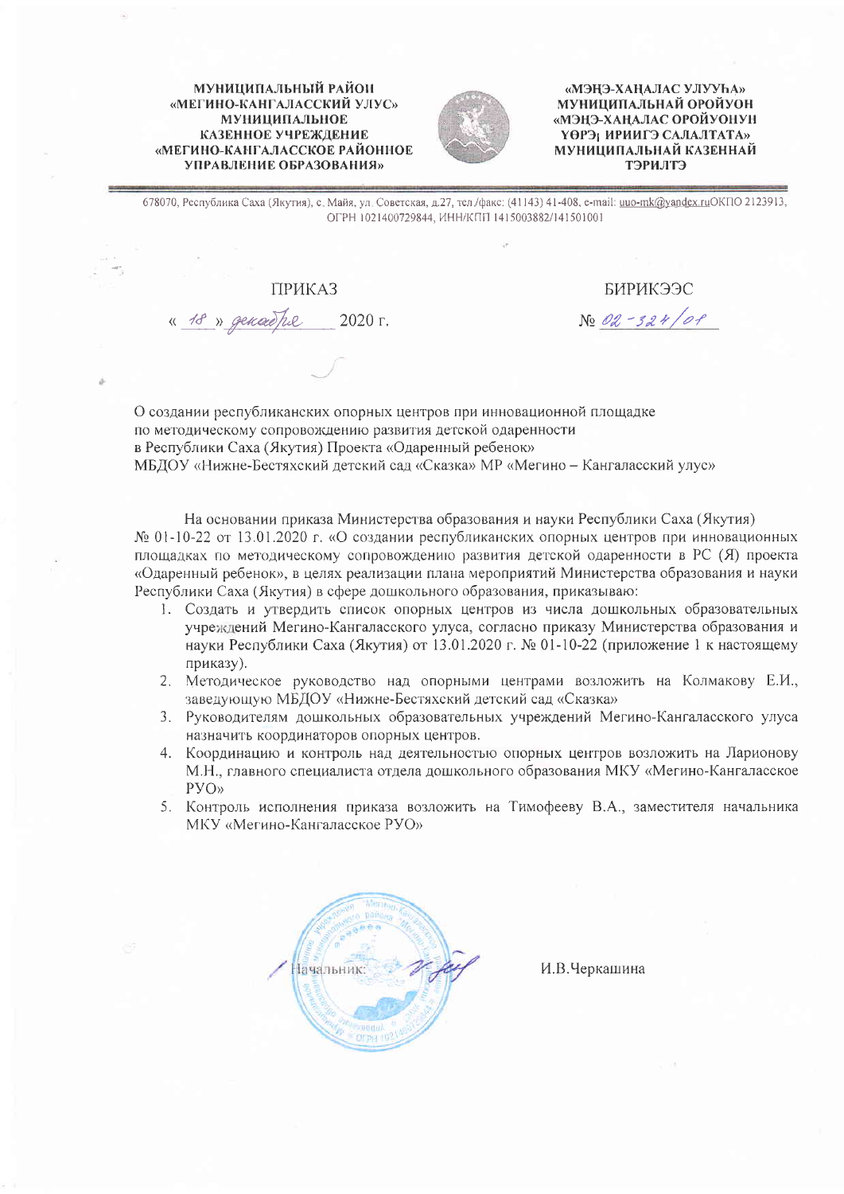**МУНИЦИПАЛЬНЫЙ РАЙОН «МЕГИНО-КАНГАЛАССКИЙ УЛУС» МУНИЦИПАЛЬНОЕ КАЗЕННОЕ УЧРЕЖДЕНИЕ «МЕГИНО-КАНГАЛАССКОЕ РАЙОННОЕ УПРАВЛЕНИЕ ОБРАЗОВАНИЯ»**

**«МЭҤЭ-ХАҤАЛАС УЛУУҺА» МУНИЦИПАЛЬНАЙ ОРОЙУОН «МЭҤЭ-ХАҤАЛАС ОРОЙУОНУН ҮӨРЭҕ ИРИИГЭ САЛАЛТАТА» МУНИЦИПАЛЬНАЙ КАЗЕННАЙ ТЭРИЛТЭ**

678070, Республика Саха (Якутия), с. Майя, ул. Советская, д.27, тел./факс: (41143) 41-408, e-mail: uuo-mk@yandex.ruОКПО 2123913, ОГРН 1021400729844, ИНН/КПП 1415003882/141501001

ПРИКАЗ — БИРИКЭЭС

« 18 » декабря 2020 г. — № 02-324/01

О создании республиканских опорных центров при инновационной площадке по методическому сопровождению развития детской одаренности в Республики Саха (Якутия) Проекта «Одаренный ребенок» МБДОУ «Нижне-Бестяхский детский сад «Сказка» МР «Мегино – Кангаласский улус»

На основании приказа Министерства образования и науки Республики Саха (Якутия) № 01-10-22 от 13.01.2020 г. «О создании республиканских опорных центров при инновационных площадках по методическому сопровождению развития детской одаренности в РС (Я) проекта «Одаренный ребенок», в целях реализации плана мероприятий Министерства образования и науки Республики Саха (Якутия) в сфере дошкольного образования, приказываю:

1. Создать и утвердить список опорных центров из числа дошкольных образовательных учреждений Мегино-Кангаласского улуса, согласно приказу Министерства образования и науки Республики Саха (Якутия) от 13.01.2020 г. № 01-10-22 (приложение 1 к настоящему приказу).
2. Методическое руководство над опорными центрами возложить на Колмакову Е.И., заведующую МБДОУ «Нижне-Бестяхский детский сад «Сказка»
3. Руководителям дошкольных образовательных учреждений Мегино-Кангаласского улуса назначить координаторов опорных центров.
4. Координацию и контроль над деятельностью опорных центров возложить на Ларионову М.Н., главного специалиста отдела дошкольного образования МКУ «Мегино-Кангаласское РУО»
5. Контроль исполнения приказа возложить на Тимофееву В.А., заместителя начальника МКУ «Мегино-Кангаласское РУО»

Начальник: И.В.Черкашина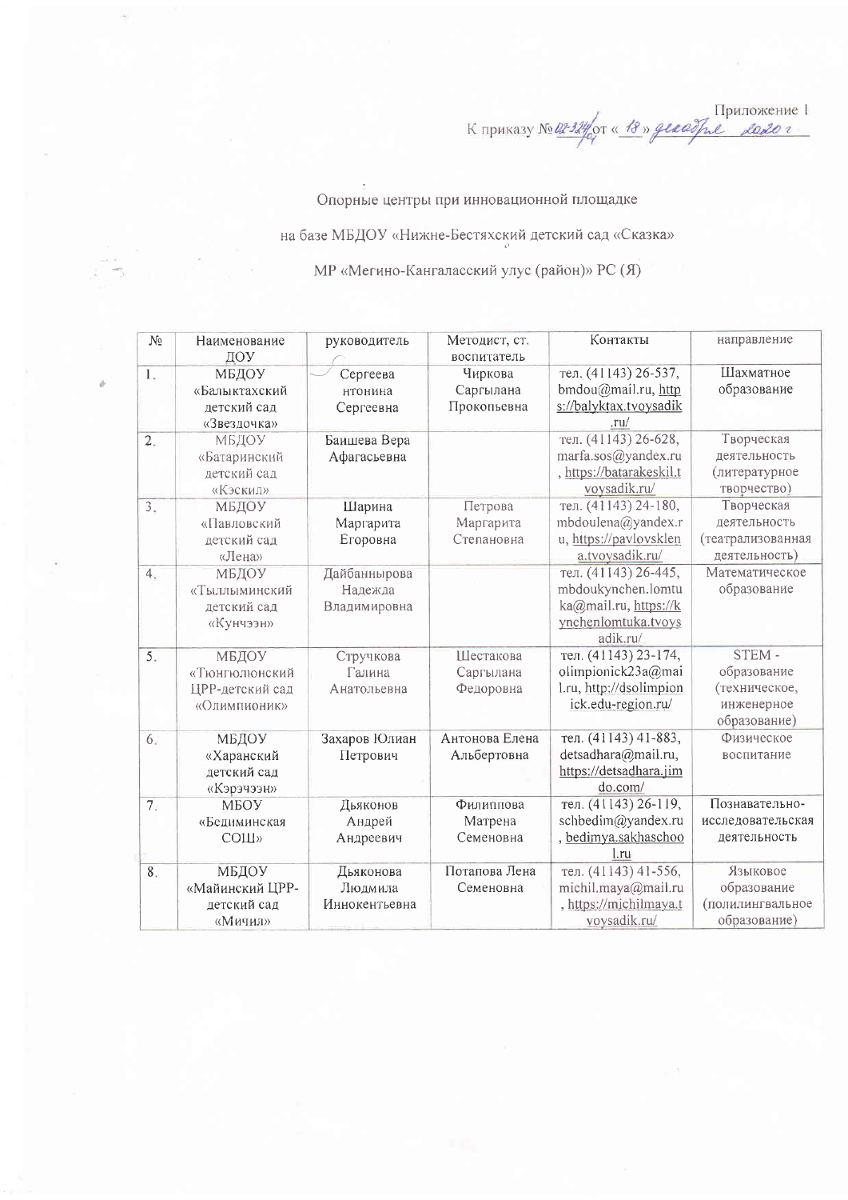Приложение 1

К приказу №02-32/01 от «18» декабря 2020 г

Опорные центры при инновационной площадке

на базе МБДОУ «Нижне-Бестяхский детский сад «Сказка»

МР «Мегино-Кангаласский улус (район)» РС (Я)

| № | Наименование ДОУ | руководитель | Методист, ст. воспитатель | Контакты | направление |
|---|---|---|---|---|---|
| 1. | МБДОУ «Балыктахский детский сад «Звездочка» | Сергеева нтонина Сергеевна | Чиркова Саргылана Прокопьевна | тел. (41143) 26-537, bmdou@mail.ru, https://balyktax.tvoysadik.ru/ | Шахматное образование |
| 2. | МБДОУ «Батаринский детский сад «Кэскил» | Баишева Вера Афагасьевна | | тел. (41143) 26-628, marfa.sos@yandex.ru, https://batarakeskil.tvoysadik.ru/ | Творческая деятельность (литературное творчество) |
| 3. | МБДОУ «Павловский детский сад «Лена» | Шарина Маргарита Егоровна | Петрова Маргарита Степановна | тел. (41143) 24-180, mbdoulena@yandex.ru, https://pavlovsklena.tvoysadik.ru/ | Творческая деятельность (театрализованная деятельность) |
| 4. | МБДОУ «Тыллыминский детский сад «Кунчээн» | Дайбаннырова Надежда Владимировна | | тел. (41143) 26-445, mbdoukynchen.lomtuka@mail.ru, https://kynchenlomtuka.tvoysadik.ru/ | Математическое образование |
| 5. | МБДОУ «Тюнгюлюнский ЦРР-детский сад «Олимпионик» | Стручкова Галина Анатольевна | Шестакова Саргылана Федоровна | тел. (41143) 23-174, olimpionick23a@mail.ru, http://dsolimpionick.edu-region.ru/ | STEM - образование (техническое, инженерное образование) |
| 6. | МБДОУ «Харанский детский сад «Кэрэчээн» | Захаров Юлиан Петрович | Антонова Елена Альбертовна | тел. (41143) 41-883, detsadhara@mail.ru, https://detsadhara.jimdo.com/ | Физическое воспитание |
| 7. | МБОУ «Бедиминская СОШ» | Дьяконов Андрей Андреевич | Филиппова Матрена Семеновна | тел. (41143) 26-119, schbedim@yandex.ru, bedimya.sakhaschool.ru | Познавательно-исследовательская деятельность |
| 8. | МБДОУ «Майинский ЦРР-детский сад «Мичил» | Дьяконова Людмила Иннокентьевна | Потапова Лена Семеновна | тел. (41143) 41-556, michil.maya@mail.ru, https://michilmaya.tvoysadik.ru/ | Языковое образование (полилингвальное образование) |